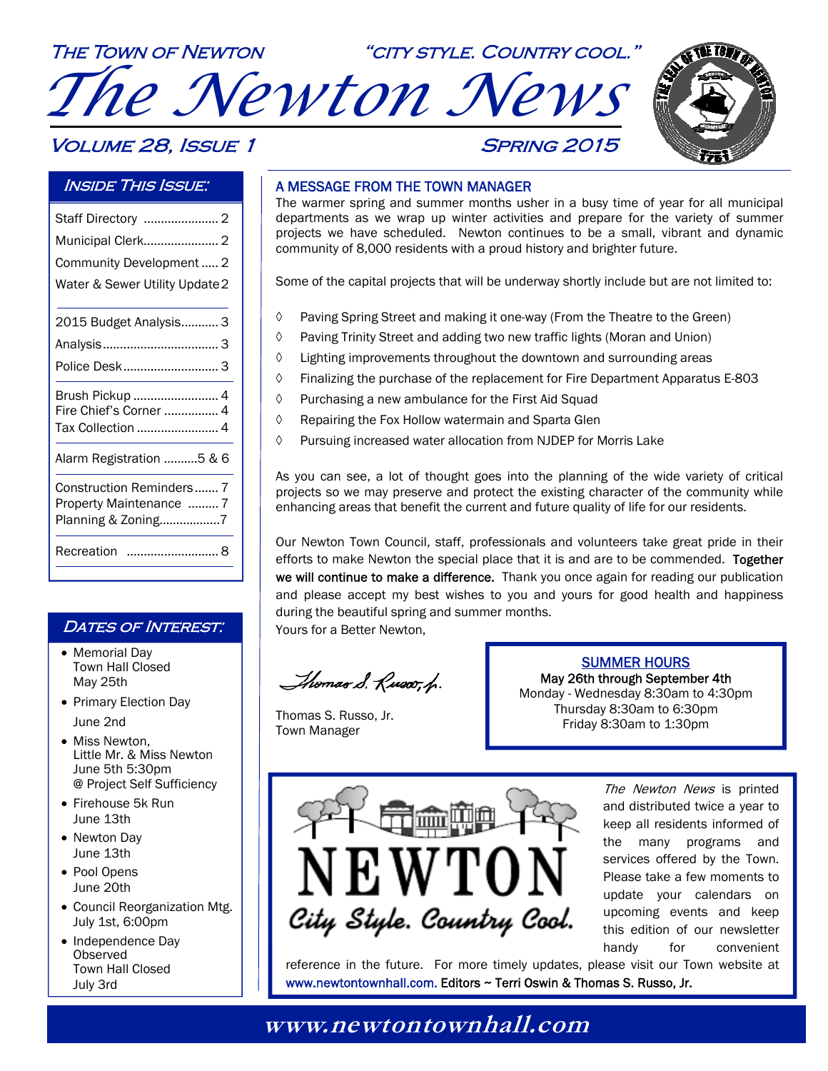THE TOWN OF NEWTON "CITY STYLE. COUNTRY COOL."

# The Newton News

VOLUME 28, ISSUE 1 SPRING 2015

## Inside This Issue:

| | |
|---|---|
| Staff Directory | 2 |
| Municipal Clerk | 2 |
| Community Development | 2 |
| Water & Sewer Utility Update | 2 |
| 2015 Budget Analysis | 3 |
| Analysis | 3 |
| Police Desk | 3 |
| Brush Pickup | 4 |
| Fire Chief's Corner | 4 |
| Tax Collection | 4 |
| Alarm Registration | 5 & 6 |
| Construction Reminders | 7 |
| Property Maintenance | 7 |
| Planning & Zoning | 7 |
| Recreation | 8 |

## Dates of Interest:

- Memorial Day
  Town Hall Closed
  May 25th
- Primary Election Day
  June 2nd
- Miss Newton,
  Little Mr. & Miss Newton
  June 5th 5:30pm
  @ Project Self Sufficiency
- Firehouse 5k Run
  June 13th
- Newton Day
  June 13th
- Pool Opens
  June 20th
- Council Reorganization Mtg.
  July 1st, 6:00pm
- Independence Day
  Observed
  Town Hall Closed
  July 3rd

## A MESSAGE FROM THE TOWN MANAGER

The warmer spring and summer months usher in a busy time of year for all municipal departments as we wrap up winter activities and prepare for the variety of summer projects we have scheduled. Newton continues to be a small, vibrant and dynamic community of 8,000 residents with a proud history and brighter future.

Some of the capital projects that will be underway shortly include but are not limited to:

- Paving Spring Street and making it one-way (From the Theatre to the Green)
- Paving Trinity Street and adding two new traffic lights (Moran and Union)
- Lighting improvements throughout the downtown and surrounding areas
- Finalizing the purchase of the replacement for Fire Department Apparatus E-803
- Purchasing a new ambulance for the First Aid Squad
- Repairing the Fox Hollow watermain and Sparta Glen
- Pursuing increased water allocation from NJDEP for Morris Lake

As you can see, a lot of thought goes into the planning of the wide variety of critical projects so we may preserve and protect the existing character of the community while enhancing areas that benefit the current and future quality of life for our residents.

Our Newton Town Council, staff, professionals and volunteers take great pride in their efforts to make Newton the special place that it is and are to be commended. **Together we will continue to make a difference.** Thank you once again for reading our publication and please accept my best wishes to you and yours for good health and happiness during the beautiful spring and summer months.

Yours for a Better Newton,

Thomas S. Russo, Jr.
Town Manager

### SUMMER HOURS

**May 26th through September 4th**
Monday - Wednesday 8:30am to 4:30pm
Thursday 8:30am to 6:30pm
Friday 8:30am to 1:30pm

NEWTON
City Style. Country Cool.

*The Newton News* is printed and distributed twice a year to keep all residents informed of the many programs and services offered by the Town. Please take a few moments to update your calendars on upcoming events and keep this edition of our newsletter handy for convenient reference in the future. For more timely updates, please visit our Town website at www.newtontownhall.com. Editors ~ Terri Oswin & Thomas S. Russo, Jr.

www.newtontownhall.com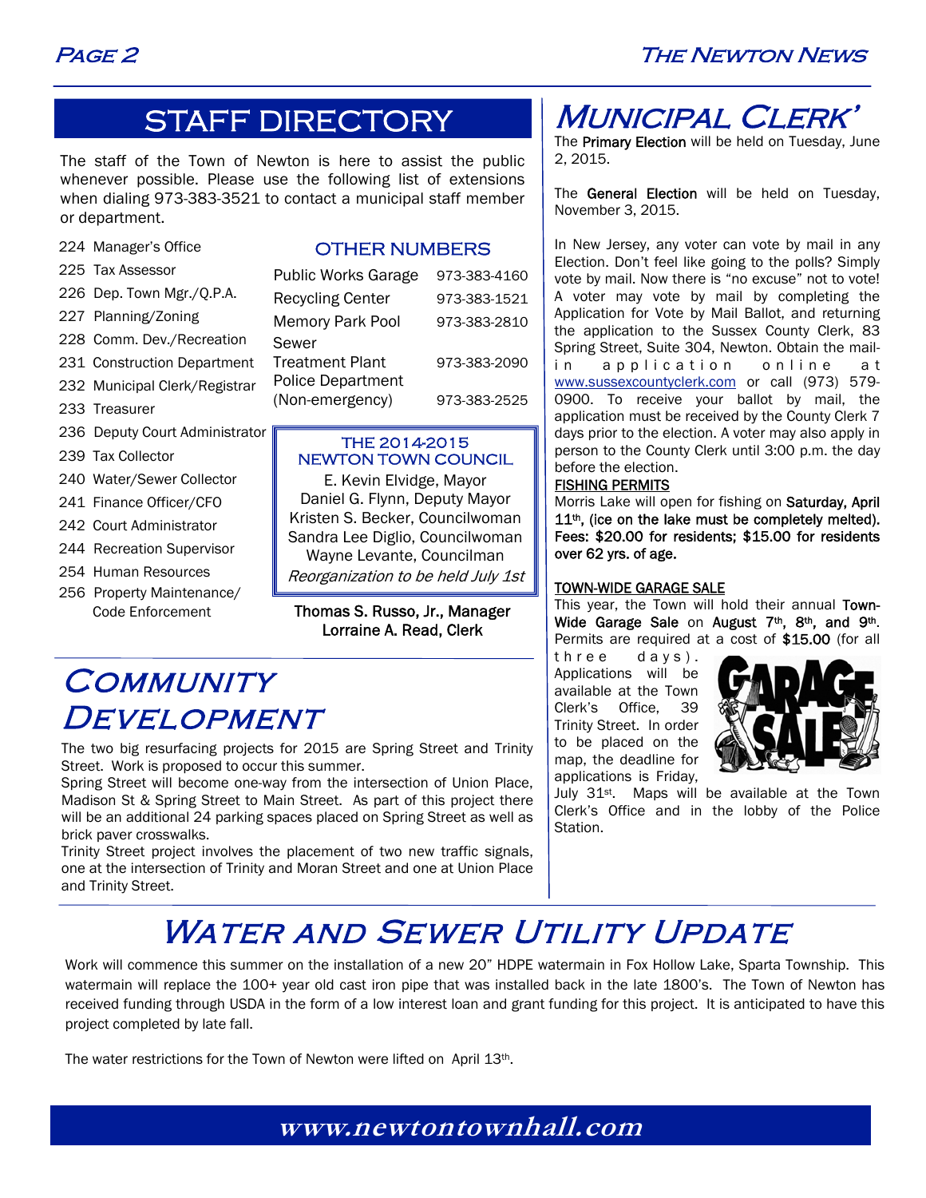## STAFF DIRECTORY

The staff of the Town of Newton is here to assist the public whenever possible. Please use the following list of extensions when dialing 973-383-3521 to contact a municipal staff member or department.

- 224 Manager's Office
- 225 Tax Assessor
- 226 Dep. Town Mgr./Q.P.A.
- 227 Planning/Zoning
- 228 Comm. Dev./Recreation
- 231 Construction Department
- 232 Municipal Clerk/Registrar
- 233 Treasurer
- 236 Deputy Court Administrator
- 239 Tax Collector
- 240 Water/Sewer Collector
- 241 Finance Officer/CFO
- 242 Court Administrator
- 244 Recreation Supervisor
- 254 Human Resources
- 256 Property Maintenance/ Code Enforcement

### OTHER NUMBERS

| | |
|---|---|
| Public Works Garage | 973-383-4160 |
| Recycling Center | 973-383-1521 |
| Memory Park Pool | 973-383-2810 |
| Sewer Treatment Plant | 973-383-2090 |
| Police Department (Non-emergency) | 973-383-2525 |

### THE 2014-2015 NEWTON TOWN COUNCIL

E. Kevin Elvidge, Mayor
Daniel G. Flynn, Deputy Mayor
Kristen S. Becker, Councilwoman
Sandra Lee Diglio, Councilwoman
Wayne Levante, Councilman
*Reorganization to be held July 1st*

Thomas S. Russo, Jr., Manager
Lorraine A. Read, Clerk

## Community Development

The two big resurfacing projects for 2015 are Spring Street and Trinity Street. Work is proposed to occur this summer.

Spring Street will become one-way from the intersection of Union Place, Madison St & Spring Street to Main Street. As part of this project there will be an additional 24 parking spaces placed on Spring Street as well as brick paver crosswalks.

Trinity Street project involves the placement of two new traffic signals, one at the intersection of Trinity and Moran Street and one at Union Place and Trinity Street.

## Municipal Clerk'

The **Primary Election** will be held on Tuesday, June 2, 2015.

The **General Election** will be held on Tuesday, November 3, 2015.

In New Jersey, any voter can vote by mail in any Election. Don't feel like going to the polls? Simply vote by mail. Now there is "no excuse" not to vote! A voter may vote by mail by completing the Application for Vote by Mail Ballot, and returning the application to the Sussex County Clerk, 83 Spring Street, Suite 304, Newton. Obtain the mail-in application online at www.sussexcountyclerk.com or call (973) 579-0900. To receive your ballot by mail, the application must be received by the County Clerk 7 days prior to the election. A voter may also apply in person to the County Clerk until 3:00 p.m. the day before the election.

**FISHING PERMITS**

Morris Lake will open for fishing on **Saturday, April 11th, (ice on the lake must be completely melted). Fees: $20.00 for residents; $15.00 for residents over 62 yrs. of age.**

**TOWN-WIDE GARAGE SALE**

This year, the Town will hold their annual **Town-Wide Garage Sale** on **August 7th, 8th, and 9th**. Permits are required at a cost of **$15.00** (for all three days). Applications will be available at the Town Clerk's Office, 39 Trinity Street. In order to be placed on the map, the deadline for applications is Friday, July 31st. Maps will be available at the Town Clerk's Office and in the lobby of the Police Station.

## Water and Sewer Utility Update

Work will commence this summer on the installation of a new 20" HDPE watermain in Fox Hollow Lake, Sparta Township. This watermain will replace the 100+ year old cast iron pipe that was installed back in the late 1800's. The Town of Newton has received funding through USDA in the form of a low interest loan and grant funding for this project. It is anticipated to have this project completed by late fall.

The water restrictions for the Town of Newton were lifted on April 13th.

**www.newtontownhall.com**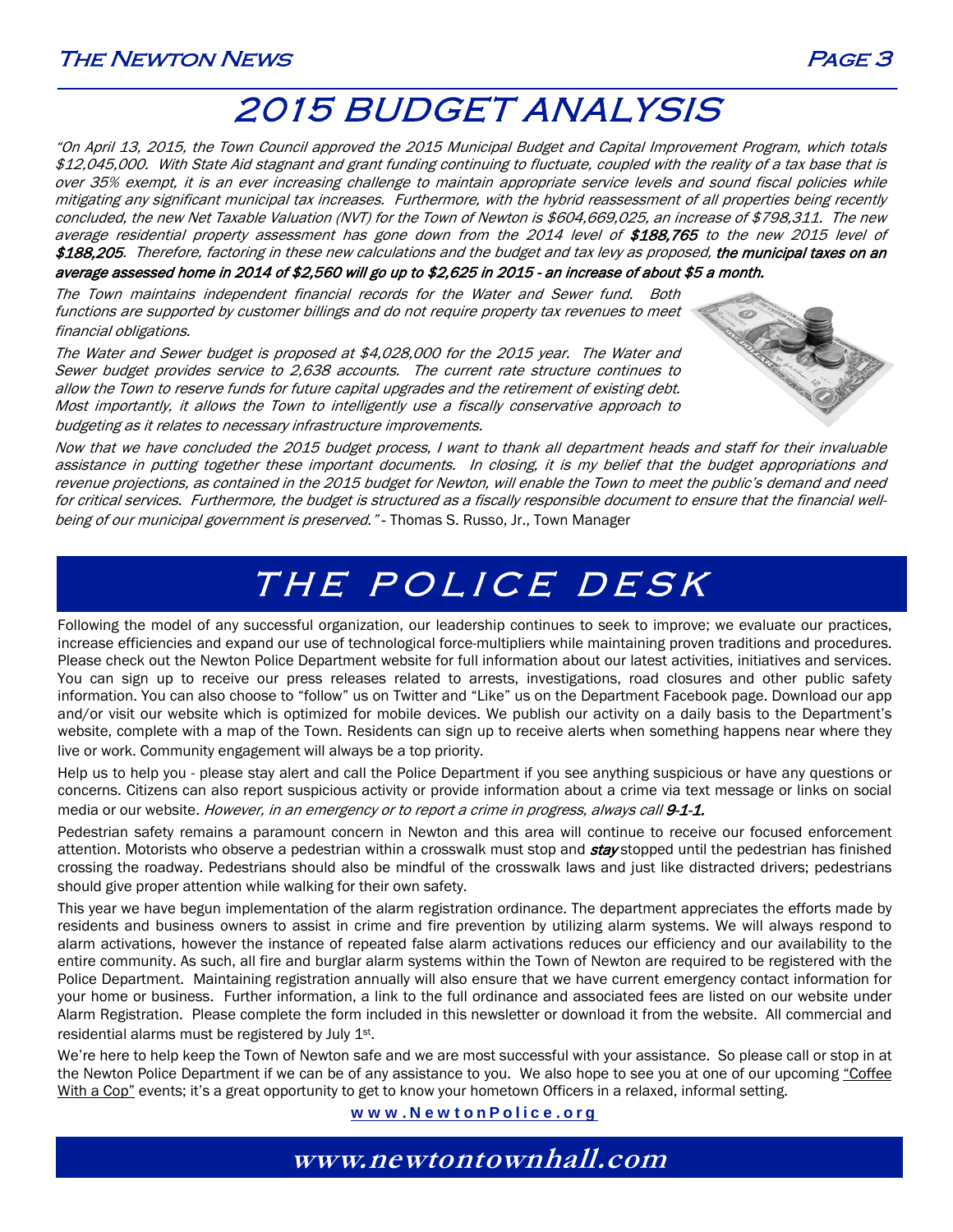# 2015 BUDGET ANALYSIS

*"On April 13, 2015, the Town Council approved the 2015 Municipal Budget and Capital Improvement Program, which totals $12,045,000. With State Aid stagnant and grant funding continuing to fluctuate, coupled with the reality of a tax base that is over 35% exempt, it is an ever increasing challenge to maintain appropriate service levels and sound fiscal policies while mitigating any significant municipal tax increases. Furthermore, with the hybrid reassessment of all properties being recently concluded, the new Net Taxable Valuation (NVT) for the Town of Newton is $604,669,025, an increase of $798,311. The new average residential property assessment has gone down from the 2014 level of **$188,765** to the new 2015 level of **$188,205**. Therefore, factoring in these new calculations and the budget and tax levy as proposed, **the municipal taxes on an average assessed home in 2014 of $2,560 will go up to $2,625 in 2015 - an increase of about $5 a month.***

*The Town maintains independent financial records for the Water and Sewer fund. Both functions are supported by customer billings and do not require property tax revenues to meet financial obligations.*

*The Water and Sewer budget is proposed at $4,028,000 for the 2015 year. The Water and Sewer budget provides service to 2,638 accounts. The current rate structure continues to allow the Town to reserve funds for future capital upgrades and the retirement of existing debt. Most importantly, it allows the Town to intelligently use a fiscally conservative approach to budgeting as it relates to necessary infrastructure improvements.*

*Now that we have concluded the 2015 budget process, I want to thank all department heads and staff for their invaluable assistance in putting together these important documents. In closing, it is my belief that the budget appropriations and revenue projections, as contained in the 2015 budget for Newton, will enable the Town to meet the public's demand and need for critical services. Furthermore, the budget is structured as a fiscally responsible document to ensure that the financial well-being of our municipal government is preserved."* - Thomas S. Russo, Jr., Town Manager

# THE POLICE DESK

Following the model of any successful organization, our leadership continues to seek to improve; we evaluate our practices, increase efficiencies and expand our use of technological force-multipliers while maintaining proven traditions and procedures. Please check out the Newton Police Department website for full information about our latest activities, initiatives and services. You can sign up to receive our press releases related to arrests, investigations, road closures and other public safety information. You can also choose to "follow" us on Twitter and "Like" us on the Department Facebook page. Download our app and/or visit our website which is optimized for mobile devices. We publish our activity on a daily basis to the Department's website, complete with a map of the Town. Residents can sign up to receive alerts when something happens near where they live or work. Community engagement will always be a top priority.

Help us to help you - please stay alert and call the Police Department if you see anything suspicious or have any questions or concerns. Citizens can also report suspicious activity or provide information about a crime via text message or links on social media or our website. *However, in an emergency or to report a crime in progress, always call **9-1-1.***

Pedestrian safety remains a paramount concern in Newton and this area will continue to receive our focused enforcement attention. Motorists who observe a pedestrian within a crosswalk must stop and ***stay*** stopped until the pedestrian has finished crossing the roadway. Pedestrians should also be mindful of the crosswalk laws and just like distracted drivers; pedestrians should give proper attention while walking for their own safety.

This year we have begun implementation of the alarm registration ordinance. The department appreciates the efforts made by residents and business owners to assist in crime and fire prevention by utilizing alarm systems. We will always respond to alarm activations, however the instance of repeated false alarm activations reduces our efficiency and our availability to the entire community. As such, all fire and burglar alarm systems within the Town of Newton are required to be registered with the Police Department. Maintaining registration annually will also ensure that we have current emergency contact information for your home or business. Further information, a link to the full ordinance and associated fees are listed on our website under Alarm Registration. Please complete the form included in this newsletter or download it from the website. All commercial and residential alarms must be registered by July 1st.

We're here to help keep the Town of Newton safe and we are most successful with your assistance. So please call or stop in at the Newton Police Department if we can be of any assistance to you. We also hope to see you at one of our upcoming "Coffee With a Cop" events; it's a great opportunity to get to know your hometown Officers in a relaxed, informal setting.

**www.NewtonPolice.org**

**www.newtontownhall.com**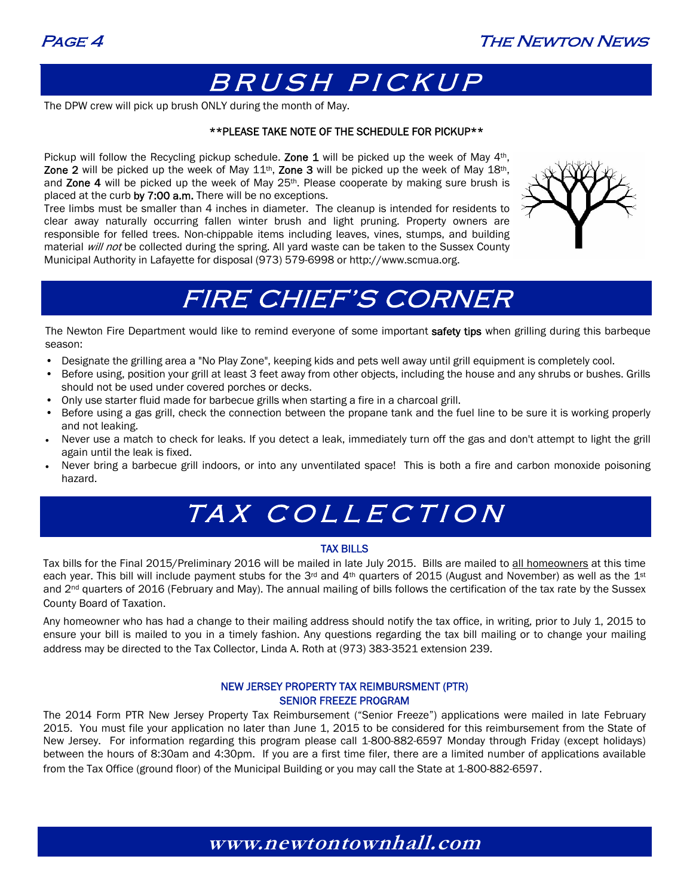# BRUSH PICKUP

The DPW crew will pick up brush ONLY during the month of May.

**\*\*PLEASE TAKE NOTE OF THE SCHEDULE FOR PICKUP\*\***

Pickup will follow the Recycling pickup schedule. **Zone 1** will be picked up the week of May 4th, **Zone 2** will be picked up the week of May 11th, **Zone 3** will be picked up the week of May 18th, and **Zone 4** will be picked up the week of May 25th. Please cooperate by making sure brush is placed at the curb **by 7:00 a.m.** There will be no exceptions.

Tree limbs must be smaller than 4 inches in diameter. The cleanup is intended for residents to clear away naturally occurring fallen winter brush and light pruning. Property owners are responsible for felled trees. Non-chippable items including leaves, vines, stumps, and building material *will not* be collected during the spring. All yard waste can be taken to the Sussex County Municipal Authority in Lafayette for disposal (973) 579-6998 or http://www.scmua.org.

# FIRE CHIEF'S CORNER

The Newton Fire Department would like to remind everyone of some important **safety tips** when grilling during this barbeque season:

- Designate the grilling area a "No Play Zone", keeping kids and pets well away until grill equipment is completely cool.
- Before using, position your grill at least 3 feet away from other objects, including the house and any shrubs or bushes. Grills should not be used under covered porches or decks.
- Only use starter fluid made for barbecue grills when starting a fire in a charcoal grill.
- Before using a gas grill, check the connection between the propane tank and the fuel line to be sure it is working properly and not leaking.
- Never use a match to check for leaks. If you detect a leak, immediately turn off the gas and don't attempt to light the grill again until the leak is fixed.
- Never bring a barbecue grill indoors, or into any unventilated space! This is both a fire and carbon monoxide poisoning hazard.

# TAX COLLECTION

**TAX BILLS**

Tax bills for the Final 2015/Preliminary 2016 will be mailed in late July 2015. Bills are mailed to all homeowners at this time each year. This bill will include payment stubs for the 3rd and 4th quarters of 2015 (August and November) as well as the 1st and 2nd quarters of 2016 (February and May). The annual mailing of bills follows the certification of the tax rate by the Sussex County Board of Taxation.

Any homeowner who has had a change to their mailing address should notify the tax office, in writing, prior to July 1, 2015 to ensure your bill is mailed to you in a timely fashion. Any questions regarding the tax bill mailing or to change your mailing address may be directed to the Tax Collector, Linda A. Roth at (973) 383-3521 extension 239.

**NEW JERSEY PROPERTY TAX REIMBURSMENT (PTR)**
**SENIOR FREEZE PROGRAM**

The 2014 Form PTR New Jersey Property Tax Reimbursement ("Senior Freeze") applications were mailed in late February 2015. You must file your application no later than June 1, 2015 to be considered for this reimbursement from the State of New Jersey. For information regarding this program please call 1-800-882-6597 Monday through Friday (except holidays) between the hours of 8:30am and 4:30pm. If you are a first time filer, there are a limited number of applications available from the Tax Office (ground floor) of the Municipal Building or you may call the State at 1-800-882-6597.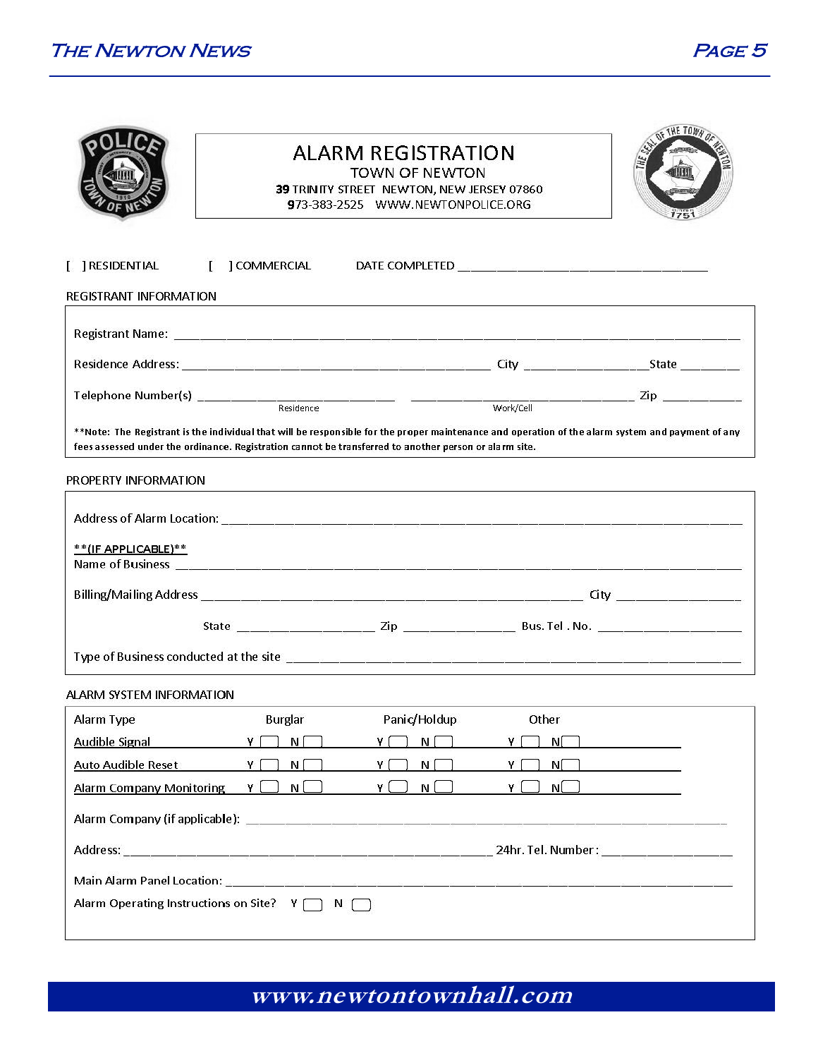# ALARM REGISTRATION

TOWN OF NEWTON

39 TRINITY STREET NEWTON, NEW JERSEY 07860

973-383-2525 WWW.NEWTONPOLICE.ORG

[ ] RESIDENTIAL [ ] COMMERCIAL DATE COMPLETED ______________________________

## REGISTRANT INFORMATION

Registrant Name: ______________________________________________________________

Residence Address: ______________________________________ City ________________ State ________

Telephone Number(s) ____________________________ ____________________________ Zip ___________

Residence Work/Cell

**Note: The Registrant is the individual that will be responsible for the proper maintenance and operation of the alarm system and payment of any fees assessed under the ordinance. Registration cannot be transferred to another person or alarm site.

## PROPERTY INFORMATION

Address of Alarm Location: ______________________________________________________

**(IF APPLICABLE)**

Name of Business ______________________________________________________________

Billing/Mailing Address ____________________________________________ City ________________

State __________________ Zip ______________ Bus. Tel. No. ____________________

Type of Business conducted at the site ____________________________________________

## ALARM SYSTEM INFORMATION

| Alarm Type | Burglar | Panic/Holdup | Other |
|---|---|---|---|
| Audible Signal | Y [ ] N [ ] | Y [ ] N [ ] | Y [ ] N [ ] |
| Auto Audible Reset | Y [ ] N [ ] | Y [ ] N [ ] | Y [ ] N [ ] |
| Alarm Company Monitoring | Y [ ] N [ ] | Y [ ] N [ ] | Y [ ] N [ ] |

Alarm Company (if applicable): __________________________________________________

Address: ______________________________________________ 24hr. Tel. Number: __________________

Main Alarm Panel Location: ______________________________________________________

Alarm Operating Instructions on Site? Y [ ] N [ ]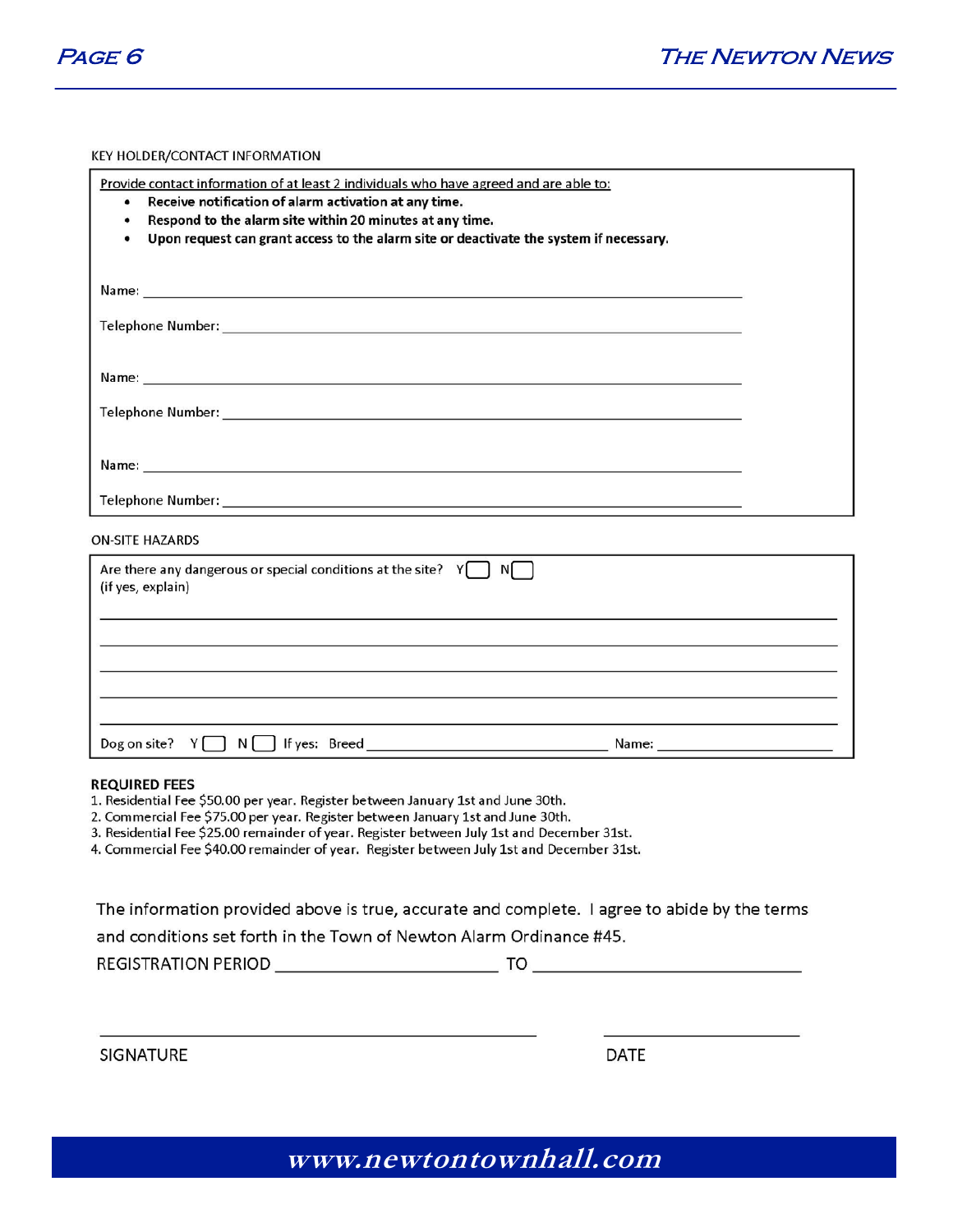KEY HOLDER/CONTACT INFORMATION

Provide contact information of at least 2 individuals who have agreed and are able to:

- **Receive notification of alarm activation at any time.**
- **Respond to the alarm site within 20 minutes at any time.**
- **Upon request can grant access to the alarm site or deactivate the system if necessary.**

Name: ______________________________

Telephone Number: ______________________________

Name: ______________________________

Telephone Number: ______________________________

Name: ______________________________

Telephone Number: ______________________________

ON-SITE HAZARDS

Are there any dangerous or special conditions at the site? Y☐ N☐
(if yes, explain)

______________________________

______________________________

______________________________

______________________________

______________________________

Dog on site? Y☐ N☐ If yes: Breed ______________________________ Name: ______________________________

**REQUIRED FEES**

1. Residential Fee $50.00 per year. Register between January 1st and June 30th.
2. Commercial Fee $75.00 per year. Register between January 1st and June 30th.
3. Residential Fee $25.00 remainder of year. Register between July 1st and December 31st.
4. Commercial Fee $40.00 remainder of year. Register between July 1st and December 31st.

The information provided above is true, accurate and complete. I agree to abide by the terms and conditions set forth in the Town of Newton Alarm Ordinance #45.

REGISTRATION PERIOD ______________________________ TO ______________________________

______________________________ ______________________________

SIGNATURE DATE

*www.newtontownhall.com*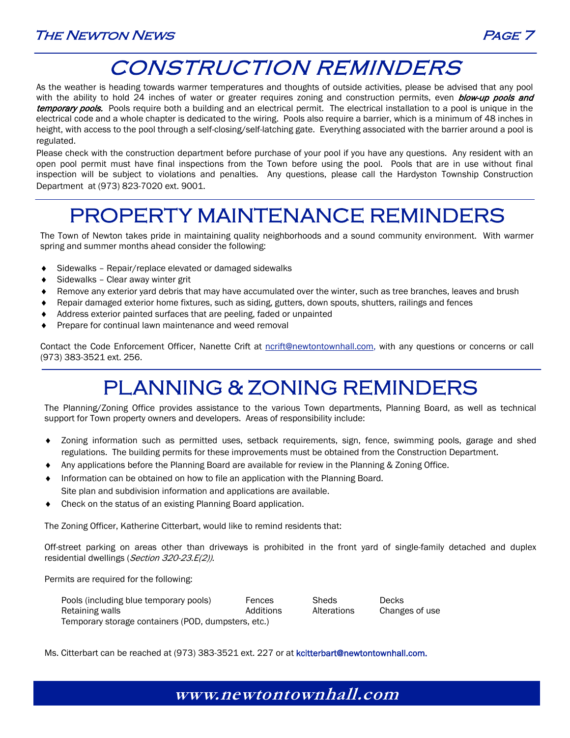# CONSTRUCTION REMINDERS

As the weather is heading towards warmer temperatures and thoughts of outside activities, please be advised that any pool with the ability to hold 24 inches of water or greater requires zoning and construction permits, even ***blow-up pools and temporary pools.*** Pools require both a building and an electrical permit. The electrical installation to a pool is unique in the electrical code and a whole chapter is dedicated to the wiring. Pools also require a barrier, which is a minimum of 48 inches in height, with access to the pool through a self-closing/self-latching gate. Everything associated with the barrier around a pool is regulated.

Please check with the construction department before purchase of your pool if you have any questions. Any resident with an open pool permit must have final inspections from the Town before using the pool. Pools that are in use without final inspection will be subject to violations and penalties. Any questions, please call the Hardyston Township Construction Department at (973) 823-7020 ext. 9001.

# PROPERTY MAINTENANCE REMINDERS

The Town of Newton takes pride in maintaining quality neighborhoods and a sound community environment. With warmer spring and summer months ahead consider the following:

- Sidewalks – Repair/replace elevated or damaged sidewalks
- Sidewalks – Clear away winter grit
- Remove any exterior yard debris that may have accumulated over the winter, such as tree branches, leaves and brush
- Repair damaged exterior home fixtures, such as siding, gutters, down spouts, shutters, railings and fences
- Address exterior painted surfaces that are peeling, faded or unpainted
- Prepare for continual lawn maintenance and weed removal

Contact the Code Enforcement Officer, Nanette Crift at ncrift@newtontownhall.com, with any questions or concerns or call (973) 383-3521 ext. 256.

# PLANNING & ZONING REMINDERS

The Planning/Zoning Office provides assistance to the various Town departments, Planning Board, as well as technical support for Town property owners and developers. Areas of responsibility include:

- Zoning information such as permitted uses, setback requirements, sign, fence, swimming pools, garage and shed regulations. The building permits for these improvements must be obtained from the Construction Department.
- Any applications before the Planning Board are available for review in the Planning & Zoning Office.
- Information can be obtained on how to file an application with the Planning Board.
  Site plan and subdivision information and applications are available.
- Check on the status of an existing Planning Board application.

The Zoning Officer, Katherine Citterbart, would like to remind residents that:

Off-street parking on areas other than driveways is prohibited in the front yard of single-family detached and duplex residential dwellings (*Section 320-23.E(2)).*

Permits are required for the following:

| | | | |
|---|---|---|---|
| Pools (including blue temporary pools) | Fences | Sheds | Decks |
| Retaining walls | Additions | Alterations | Changes of use |
| Temporary storage containers (POD, dumpsters, etc.) | | | |

Ms. Citterbart can be reached at (973) 383-3521 ext. 227 or at kcitterbart@newtontownhall.com.

**www.newtontownhall.com**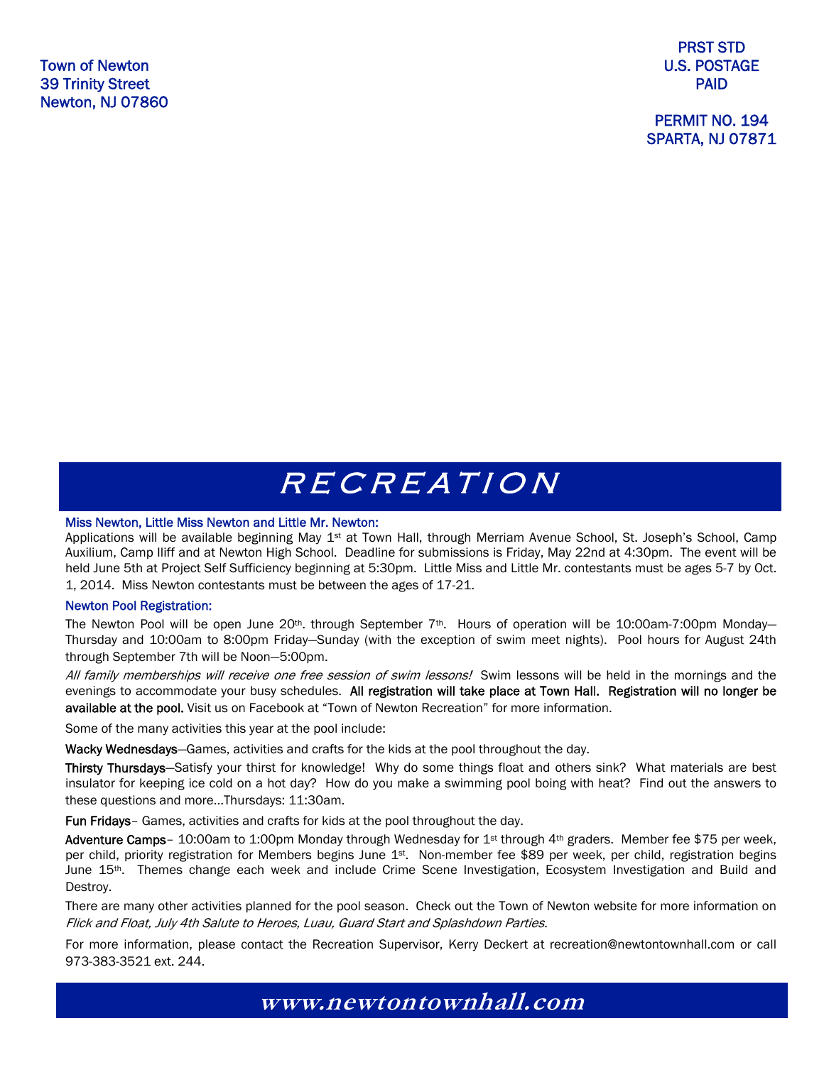Town of Newton
39 Trinity Street
Newton, NJ 07860

PRST STD
U.S. POSTAGE
PAID

PERMIT NO. 194
SPARTA, NJ 07871

# RECREATION

### Miss Newton, Little Miss Newton and Little Mr. Newton:

Applications will be available beginning May 1st at Town Hall, through Merriam Avenue School, St. Joseph's School, Camp Auxilium, Camp Iliff and at Newton High School. Deadline for submissions is Friday, May 22nd at 4:30pm. The event will be held June 5th at Project Self Sufficiency beginning at 5:30pm. Little Miss and Little Mr. contestants must be ages 5-7 by Oct. 1, 2014. Miss Newton contestants must be between the ages of 17-21.

### Newton Pool Registration:

The Newton Pool will be open June 20th. through September 7th. Hours of operation will be 10:00am-7:00pm Monday—Thursday and 10:00am to 8:00pm Friday—Sunday (with the exception of swim meet nights). Pool hours for August 24th through September 7th will be Noon—5:00pm.

*All family memberships will receive one free session of swim lessons!* Swim lessons will be held in the mornings and the evenings to accommodate your busy schedules. **All registration will take place at Town Hall. Registration will no longer be available at the pool.** Visit us on Facebook at "Town of Newton Recreation" for more information.

Some of the many activities this year at the pool include:

**Wacky Wednesdays**—Games, activities and crafts for the kids at the pool throughout the day.

**Thirsty Thursdays**—Satisfy your thirst for knowledge! Why do some things float and others sink? What materials are best insulator for keeping ice cold on a hot day? How do you make a swimming pool boing with heat? Find out the answers to these questions and more…Thursdays: 11:30am.

**Fun Fridays**– Games, activities and crafts for kids at the pool throughout the day.

**Adventure Camps**– 10:00am to 1:00pm Monday through Wednesday for 1st through 4th graders. Member fee $75 per week, per child, priority registration for Members begins June 1st. Non-member fee $89 per week, per child, registration begins June 15th. Themes change each week and include Crime Scene Investigation, Ecosystem Investigation and Build and Destroy.

There are many other activities planned for the pool season. Check out the Town of Newton website for more information on *Flick and Float, July 4th Salute to Heroes, Luau, Guard Start and Splashdown Parties.*

For more information, please contact the Recreation Supervisor, Kerry Deckert at recreation@newtontownhall.com or call 973-383-3521 ext. 244.

**www.newtontownhall.com**